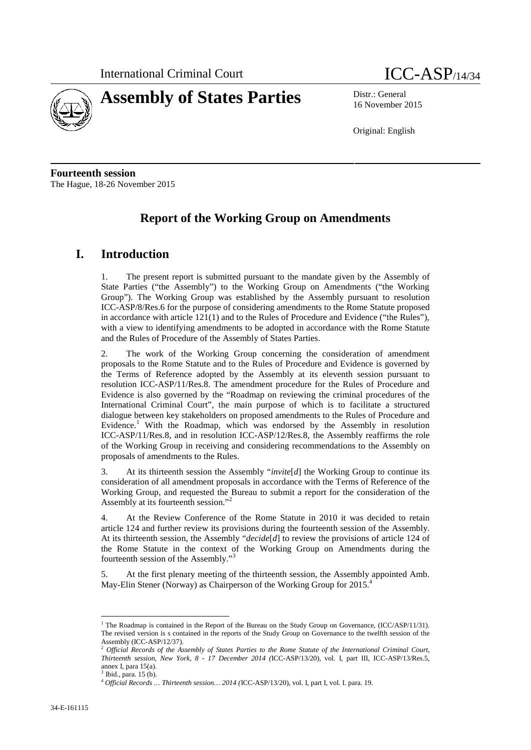International Criminal Court

# Assembly of States Parties

ICC-ASP/14/34

Distr.: General
16 November 2015

Original: English

**Fourteenth session**
The Hague, 18-26 November 2015

## Report of the Working Group on Amendments

## I. Introduction

1. The present report is submitted pursuant to the mandate given by the Assembly of State Parties ("the Assembly") to the Working Group on Amendments ("the Working Group"). The Working Group was established by the Assembly pursuant to resolution ICC-ASP/8/Res.6 for the purpose of considering amendments to the Rome Statute proposed in accordance with article 121(1) and to the Rules of Procedure and Evidence ("the Rules"), with a view to identifying amendments to be adopted in accordance with the Rome Statute and the Rules of Procedure of the Assembly of States Parties.

2. The work of the Working Group concerning the consideration of amendment proposals to the Rome Statute and to the Rules of Procedure and Evidence is governed by the Terms of Reference adopted by the Assembly at its eleventh session pursuant to resolution ICC-ASP/11/Res.8. The amendment procedure for the Rules of Procedure and Evidence is also governed by the "Roadmap on reviewing the criminal procedures of the International Criminal Court", the main purpose of which is to facilitate a structured dialogue between key stakeholders on proposed amendments to the Rules of Procedure and Evidence.[1] With the Roadmap, which was endorsed by the Assembly in resolution ICC-ASP/11/Res.8, and in resolution ICC-ASP/12/Res.8, the Assembly reaffirms the role of the Working Group in receiving and considering recommendations to the Assembly on proposals of amendments to the Rules.

3. At its thirteenth session the Assembly "*invite*[*d*] the Working Group to continue its consideration of all amendment proposals in accordance with the Terms of Reference of the Working Group, and requested the Bureau to submit a report for the consideration of the Assembly at its fourteenth session."[2]

4. At the Review Conference of the Rome Statute in 2010 it was decided to retain article 124 and further review its provisions during the fourteenth session of the Assembly. At its thirteenth session, the Assembly "*decide*[*d*] to review the provisions of article 124 of the Rome Statute in the context of the Working Group on Amendments during the fourteenth session of the Assembly."[3]

5. At the first plenary meeting of the thirteenth session, the Assembly appointed Amb. May-Elin Stener (Norway) as Chairperson of the Working Group for 2015.[4]

---

[1] The Roadmap is contained in the Report of the Bureau on the Study Group on Governance, (ICC/ASP/11/31). The revised version is s contained in the reports of the Study Group on Governance to the twelfth session of the Assembly (ICC-ASP/12/37).

[2] *Official Records of the Assembly of States Parties to the Rome Statute of the International Criminal Court, Thirteenth session, New York, 8 - 17 December 2014 (*ICC-ASP/13/20), vol. I, part III, ICC-ASP/13/Res.5, annex I, para 15(a).

[3] Ibid., para. 15 (b).

[4] *Official Records … Thirteenth session… 2014 (*ICC-ASP/13/20), vol. I, part I, vol. I. para. 19.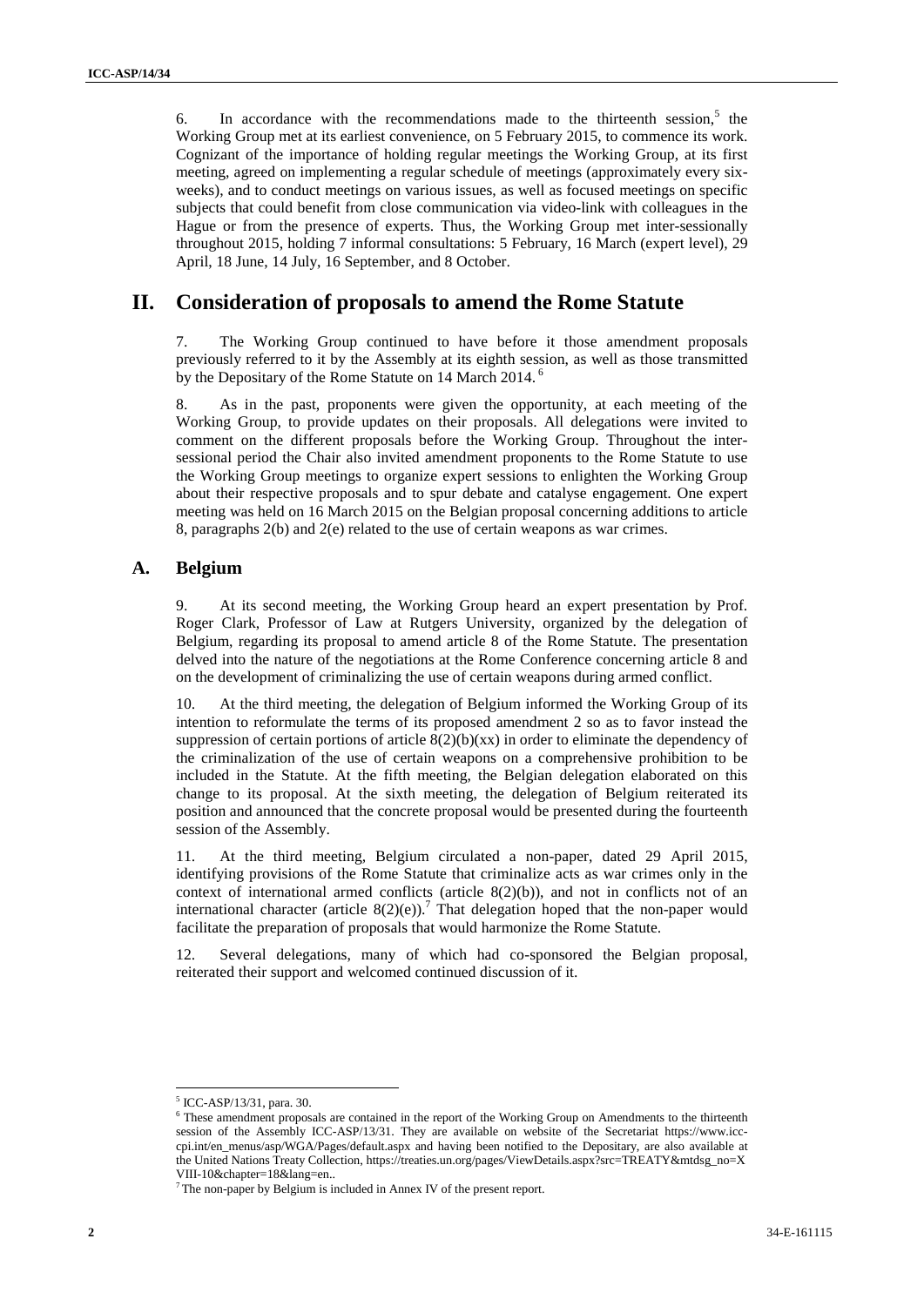6. In accordance with the recommendations made to the thirteenth session,[5] the Working Group met at its earliest convenience, on 5 February 2015, to commence its work. Cognizant of the importance of holding regular meetings the Working Group, at its first meeting, agreed on implementing a regular schedule of meetings (approximately every six-weeks), and to conduct meetings on various issues, as well as focused meetings on specific subjects that could benefit from close communication via video-link with colleagues in the Hague or from the presence of experts. Thus, the Working Group met inter-sessionally throughout 2015, holding 7 informal consultations: 5 February, 16 March (expert level), 29 April, 18 June, 14 July, 16 September, and 8 October.

# II. Consideration of proposals to amend the Rome Statute

7. The Working Group continued to have before it those amendment proposals previously referred to it by the Assembly at its eighth session, as well as those transmitted by the Depositary of the Rome Statute on 14 March 2014.[6]

8. As in the past, proponents were given the opportunity, at each meeting of the Working Group, to provide updates on their proposals. All delegations were invited to comment on the different proposals before the Working Group. Throughout the inter-sessional period the Chair also invited amendment proponents to the Rome Statute to use the Working Group meetings to organize expert sessions to enlighten the Working Group about their respective proposals and to spur debate and catalyse engagement. One expert meeting was held on 16 March 2015 on the Belgian proposal concerning additions to article 8, paragraphs 2(b) and 2(e) related to the use of certain weapons as war crimes.

## A. Belgium

9. At its second meeting, the Working Group heard an expert presentation by Prof. Roger Clark, Professor of Law at Rutgers University, organized by the delegation of Belgium, regarding its proposal to amend article 8 of the Rome Statute. The presentation delved into the nature of the negotiations at the Rome Conference concerning article 8 and on the development of criminalizing the use of certain weapons during armed conflict.

10. At the third meeting, the delegation of Belgium informed the Working Group of its intention to reformulate the terms of its proposed amendment 2 so as to favor instead the suppression of certain portions of article 8(2)(b)(xx) in order to eliminate the dependency of the criminalization of the use of certain weapons on a comprehensive prohibition to be included in the Statute. At the fifth meeting, the Belgian delegation elaborated on this change to its proposal. At the sixth meeting, the delegation of Belgium reiterated its position and announced that the concrete proposal would be presented during the fourteenth session of the Assembly.

11. At the third meeting, Belgium circulated a non-paper, dated 29 April 2015, identifying provisions of the Rome Statute that criminalize acts as war crimes only in the context of international armed conflicts (article 8(2)(b)), and not in conflicts not of an international character (article 8(2)(e)).[7] That delegation hoped that the non-paper would facilitate the preparation of proposals that would harmonize the Rome Statute.

12. Several delegations, many of which had co-sponsored the Belgian proposal, reiterated their support and welcomed continued discussion of it.

---

[5] ICC-ASP/13/31, para. 30.

[6] These amendment proposals are contained in the report of the Working Group on Amendments to the thirteenth session of the Assembly ICC-ASP/13/31. They are available on website of the Secretariat https://www.icc-cpi.int/en_menus/asp/WGA/Pages/default.aspx and having been notified to the Depositary, are also available at the United Nations Treaty Collection, https://treaties.un.org/pages/ViewDetails.aspx?src=TREATY&mtdsg_no=XVIII-10&chapter=18&lang=en..

[7] The non-paper by Belgium is included in Annex IV of the present report.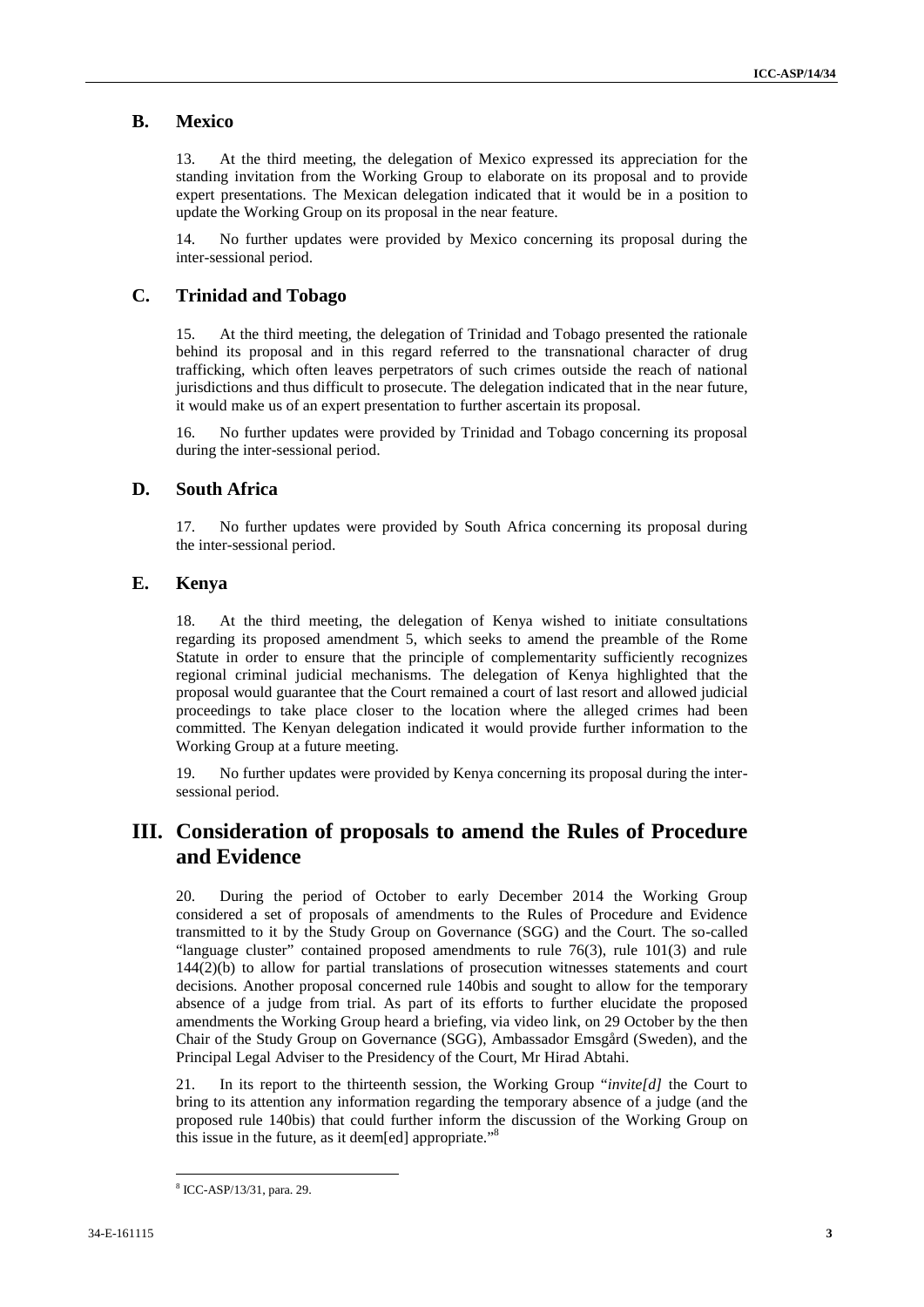## B. Mexico

13. At the third meeting, the delegation of Mexico expressed its appreciation for the standing invitation from the Working Group to elaborate on its proposal and to provide expert presentations. The Mexican delegation indicated that it would be in a position to update the Working Group on its proposal in the near feature.

14. No further updates were provided by Mexico concerning its proposal during the inter-sessional period.

## C. Trinidad and Tobago

15. At the third meeting, the delegation of Trinidad and Tobago presented the rationale behind its proposal and in this regard referred to the transnational character of drug trafficking, which often leaves perpetrators of such crimes outside the reach of national jurisdictions and thus difficult to prosecute. The delegation indicated that in the near future, it would make us of an expert presentation to further ascertain its proposal.

16. No further updates were provided by Trinidad and Tobago concerning its proposal during the inter-sessional period.

## D. South Africa

17. No further updates were provided by South Africa concerning its proposal during the inter-sessional period.

## E. Kenya

18. At the third meeting, the delegation of Kenya wished to initiate consultations regarding its proposed amendment 5, which seeks to amend the preamble of the Rome Statute in order to ensure that the principle of complementarity sufficiently recognizes regional criminal judicial mechanisms. The delegation of Kenya highlighted that the proposal would guarantee that the Court remained a court of last resort and allowed judicial proceedings to take place closer to the location where the alleged crimes had been committed. The Kenyan delegation indicated it would provide further information to the Working Group at a future meeting.

19. No further updates were provided by Kenya concerning its proposal during the inter-sessional period.

# III. Consideration of proposals to amend the Rules of Procedure and Evidence

20. During the period of October to early December 2014 the Working Group considered a set of proposals of amendments to the Rules of Procedure and Evidence transmitted to it by the Study Group on Governance (SGG) and the Court. The so-called "language cluster" contained proposed amendments to rule 76(3), rule 101(3) and rule 144(2)(b) to allow for partial translations of prosecution witnesses statements and court decisions. Another proposal concerned rule 140bis and sought to allow for the temporary absence of a judge from trial. As part of its efforts to further elucidate the proposed amendments the Working Group heard a briefing, via video link, on 29 October by the then Chair of the Study Group on Governance (SGG), Ambassador Emsgård (Sweden), and the Principal Legal Adviser to the Presidency of the Court, Mr Hirad Abtahi.

21. In its report to the thirteenth session, the Working Group "*invite[d]* the Court to bring to its attention any information regarding the temporary absence of a judge (and the proposed rule 140bis) that could further inform the discussion of the Working Group on this issue in the future, as it deem[ed] appropriate."[8]

---

[8] ICC-ASP/13/31, para. 29.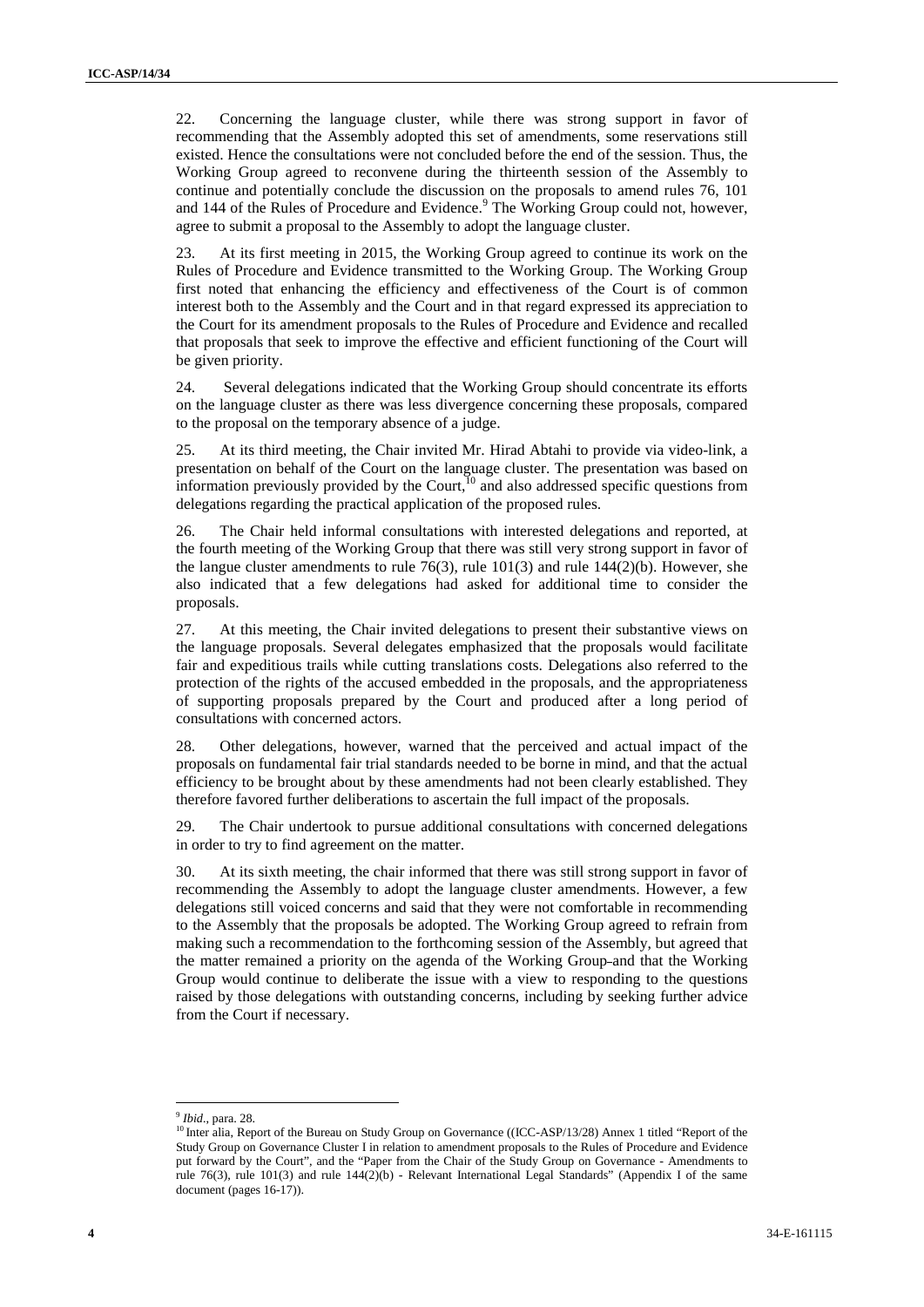22. Concerning the language cluster, while there was strong support in favor of recommending that the Assembly adopted this set of amendments, some reservations still existed. Hence the consultations were not concluded before the end of the session. Thus, the Working Group agreed to reconvene during the thirteenth session of the Assembly to continue and potentially conclude the discussion on the proposals to amend rules 76, 101 and 144 of the Rules of Procedure and Evidence.[9] The Working Group could not, however, agree to submit a proposal to the Assembly to adopt the language cluster.

23. At its first meeting in 2015, the Working Group agreed to continue its work on the Rules of Procedure and Evidence transmitted to the Working Group. The Working Group first noted that enhancing the efficiency and effectiveness of the Court is of common interest both to the Assembly and the Court and in that regard expressed its appreciation to the Court for its amendment proposals to the Rules of Procedure and Evidence and recalled that proposals that seek to improve the effective and efficient functioning of the Court will be given priority.

24. Several delegations indicated that the Working Group should concentrate its efforts on the language cluster as there was less divergence concerning these proposals, compared to the proposal on the temporary absence of a judge.

25. At its third meeting, the Chair invited Mr. Hirad Abtahi to provide via video-link, a presentation on behalf of the Court on the language cluster. The presentation was based on information previously provided by the Court,[10] and also addressed specific questions from delegations regarding the practical application of the proposed rules.

26. The Chair held informal consultations with interested delegations and reported, at the fourth meeting of the Working Group that there was still very strong support in favor of the langue cluster amendments to rule 76(3), rule 101(3) and rule 144(2)(b). However, she also indicated that a few delegations had asked for additional time to consider the proposals.

27. At this meeting, the Chair invited delegations to present their substantive views on the language proposals. Several delegates emphasized that the proposals would facilitate fair and expeditious trails while cutting translations costs. Delegations also referred to the protection of the rights of the accused embedded in the proposals, and the appropriateness of supporting proposals prepared by the Court and produced after a long period of consultations with concerned actors.

28. Other delegations, however, warned that the perceived and actual impact of the proposals on fundamental fair trial standards needed to be borne in mind, and that the actual efficiency to be brought about by these amendments had not been clearly established. They therefore favored further deliberations to ascertain the full impact of the proposals.

29. The Chair undertook to pursue additional consultations with concerned delegations in order to try to find agreement on the matter.

30. At its sixth meeting, the chair informed that there was still strong support in favor of recommending the Assembly to adopt the language cluster amendments. However, a few delegations still voiced concerns and said that they were not comfortable in recommending to the Assembly that the proposals be adopted. The Working Group agreed to refrain from making such a recommendation to the forthcoming session of the Assembly, but agreed that the matter remained a priority on the agenda of the Working Group and that the Working Group would continue to deliberate the issue with a view to responding to the questions raised by those delegations with outstanding concerns, including by seeking further advice from the Court if necessary.

---

[9] *Ibid*., para. 28.

[10] Inter alia, Report of the Bureau on Study Group on Governance ((ICC-ASP/13/28) Annex 1 titled "Report of the Study Group on Governance Cluster I in relation to amendment proposals to the Rules of Procedure and Evidence put forward by the Court", and the "Paper from the Chair of the Study Group on Governance - Amendments to rule 76(3), rule 101(3) and rule 144(2)(b) - Relevant International Legal Standards" (Appendix I of the same document (pages 16-17)).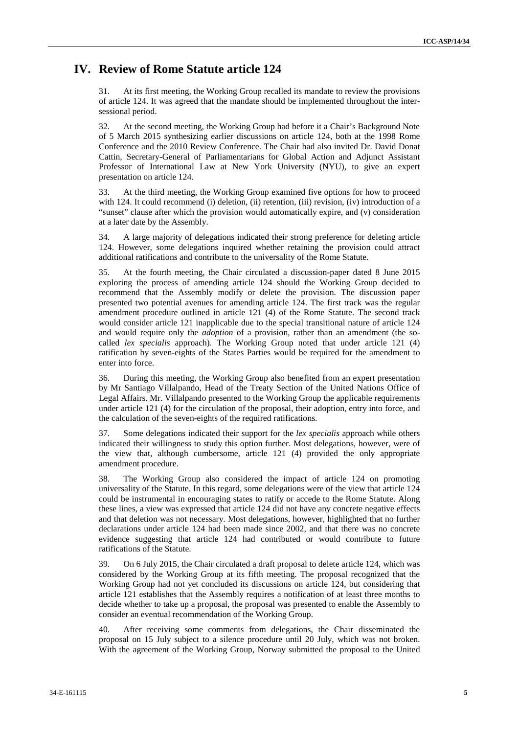# IV. Review of Rome Statute article 124

31. At its first meeting, the Working Group recalled its mandate to review the provisions of article 124. It was agreed that the mandate should be implemented throughout the inter-sessional period.

32. At the second meeting, the Working Group had before it a Chair's Background Note of 5 March 2015 synthesizing earlier discussions on article 124, both at the 1998 Rome Conference and the 2010 Review Conference. The Chair had also invited Dr. David Donat Cattin, Secretary-General of Parliamentarians for Global Action and Adjunct Assistant Professor of International Law at New York University (NYU), to give an expert presentation on article 124.

33. At the third meeting, the Working Group examined five options for how to proceed with 124. It could recommend (i) deletion, (ii) retention, (iii) revision, (iv) introduction of a "sunset" clause after which the provision would automatically expire, and (v) consideration at a later date by the Assembly.

34. A large majority of delegations indicated their strong preference for deleting article 124. However, some delegations inquired whether retaining the provision could attract additional ratifications and contribute to the universality of the Rome Statute.

35. At the fourth meeting, the Chair circulated a discussion-paper dated 8 June 2015 exploring the process of amending article 124 should the Working Group decided to recommend that the Assembly modify or delete the provision. The discussion paper presented two potential avenues for amending article 124. The first track was the regular amendment procedure outlined in article 121 (4) of the Rome Statute. The second track would consider article 121 inapplicable due to the special transitional nature of article 124 and would require only the *adoption* of a provision, rather than an amendment (the so-called *lex specialis* approach). The Working Group noted that under article 121 (4) ratification by seven-eights of the States Parties would be required for the amendment to enter into force.

36. During this meeting, the Working Group also benefited from an expert presentation by Mr Santiago Villalpando, Head of the Treaty Section of the United Nations Office of Legal Affairs. Mr. Villalpando presented to the Working Group the applicable requirements under article 121 (4) for the circulation of the proposal, their adoption, entry into force, and the calculation of the seven-eights of the required ratifications.

37. Some delegations indicated their support for the *lex specialis* approach while others indicated their willingness to study this option further. Most delegations, however, were of the view that, although cumbersome, article 121 (4) provided the only appropriate amendment procedure.

38. The Working Group also considered the impact of article 124 on promoting universality of the Statute. In this regard, some delegations were of the view that article 124 could be instrumental in encouraging states to ratify or accede to the Rome Statute. Along these lines, a view was expressed that article 124 did not have any concrete negative effects and that deletion was not necessary. Most delegations, however, highlighted that no further declarations under article 124 had been made since 2002, and that there was no concrete evidence suggesting that article 124 had contributed or would contribute to future ratifications of the Statute.

39. On 6 July 2015, the Chair circulated a draft proposal to delete article 124, which was considered by the Working Group at its fifth meeting. The proposal recognized that the Working Group had not yet concluded its discussions on article 124, but considering that article 121 establishes that the Assembly requires a notification of at least three months to decide whether to take up a proposal, the proposal was presented to enable the Assembly to consider an eventual recommendation of the Working Group.

40. After receiving some comments from delegations, the Chair disseminated the proposal on 15 July subject to a silence procedure until 20 July, which was not broken. With the agreement of the Working Group, Norway submitted the proposal to the United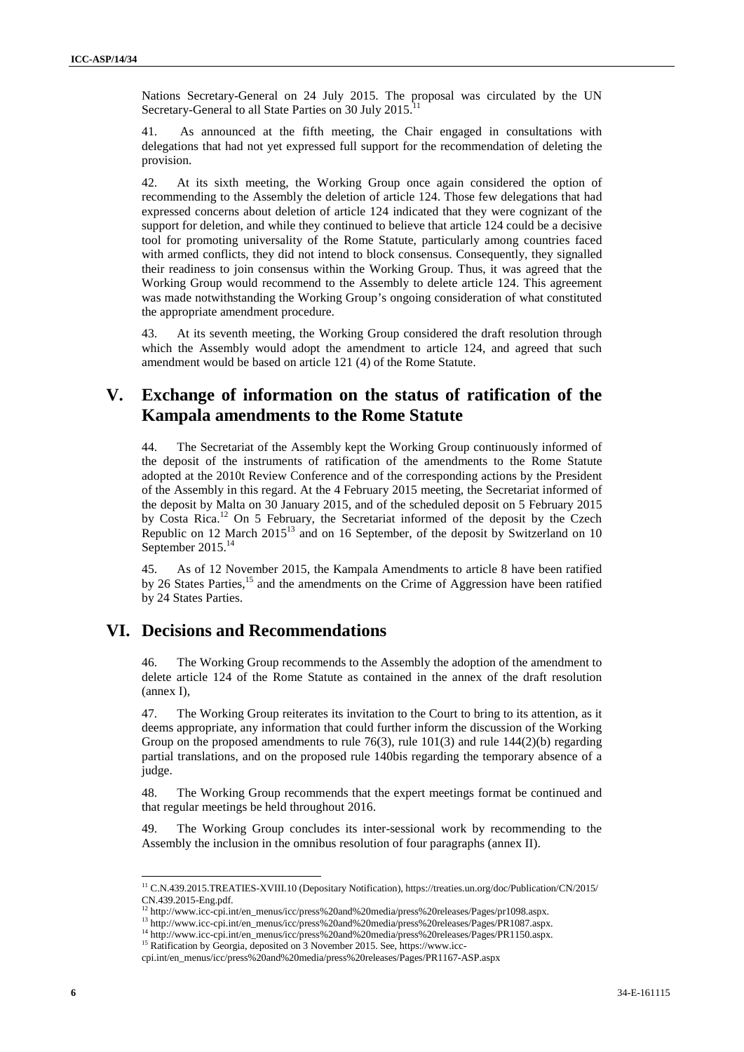Nations Secretary-General on 24 July 2015. The proposal was circulated by the UN Secretary-General to all State Parties on 30 July 2015.[11]

41. As announced at the fifth meeting, the Chair engaged in consultations with delegations that had not yet expressed full support for the recommendation of deleting the provision.

42. At its sixth meeting, the Working Group once again considered the option of recommending to the Assembly the deletion of article 124. Those few delegations that had expressed concerns about deletion of article 124 indicated that they were cognizant of the support for deletion, and while they continued to believe that article 124 could be a decisive tool for promoting universality of the Rome Statute, particularly among countries faced with armed conflicts, they did not intend to block consensus. Consequently, they signalled their readiness to join consensus within the Working Group. Thus, it was agreed that the Working Group would recommend to the Assembly to delete article 124. This agreement was made notwithstanding the Working Group's ongoing consideration of what constituted the appropriate amendment procedure.

43. At its seventh meeting, the Working Group considered the draft resolution through which the Assembly would adopt the amendment to article 124, and agreed that such amendment would be based on article 121 (4) of the Rome Statute.

## V. Exchange of information on the status of ratification of the Kampala amendments to the Rome Statute

44. The Secretariat of the Assembly kept the Working Group continuously informed of the deposit of the instruments of ratification of the amendments to the Rome Statute adopted at the 2010t Review Conference and of the corresponding actions by the President of the Assembly in this regard. At the 4 February 2015 meeting, the Secretariat informed of the deposit by Malta on 30 January 2015, and of the scheduled deposit on 5 February 2015 by Costa Rica.[12] On 5 February, the Secretariat informed of the deposit by the Czech Republic on 12 March 2015[13] and on 16 September, of the deposit by Switzerland on 10 September 2015.[14]

45. As of 12 November 2015, the Kampala Amendments to article 8 have been ratified by 26 States Parties,[15] and the amendments on the Crime of Aggression have been ratified by 24 States Parties.

## VI. Decisions and Recommendations

46. The Working Group recommends to the Assembly the adoption of the amendment to delete article 124 of the Rome Statute as contained in the annex of the draft resolution (annex I),

47. The Working Group reiterates its invitation to the Court to bring to its attention, as it deems appropriate, any information that could further inform the discussion of the Working Group on the proposed amendments to rule 76(3), rule 101(3) and rule 144(2)(b) regarding partial translations, and on the proposed rule 140bis regarding the temporary absence of a judge.

48. The Working Group recommends that the expert meetings format be continued and that regular meetings be held throughout 2016.

49. The Working Group concludes its inter-sessional work by recommending to the Assembly the inclusion in the omnibus resolution of four paragraphs (annex II).

---

[11] C.N.439.2015.TREATIES-XVIII.10 (Depositary Notification), https://treaties.un.org/doc/Publication/CN/2015/CN.439.2015-Eng.pdf.

[12] http://www.icc-cpi.int/en_menus/icc/press%20and%20media/press%20releases/Pages/pr1098.aspx.

[13] http://www.icc-cpi.int/en_menus/icc/press%20and%20media/press%20releases/Pages/PR1087.aspx.

[14] http://www.icc-cpi.int/en_menus/icc/press%20and%20media/press%20releases/Pages/PR1150.aspx.

[15] Ratification by Georgia, deposited on 3 November 2015. See, https://www.icc-cpi.int/en_menus/icc/press%20and%20media/press%20releases/Pages/PR1167-ASP.aspx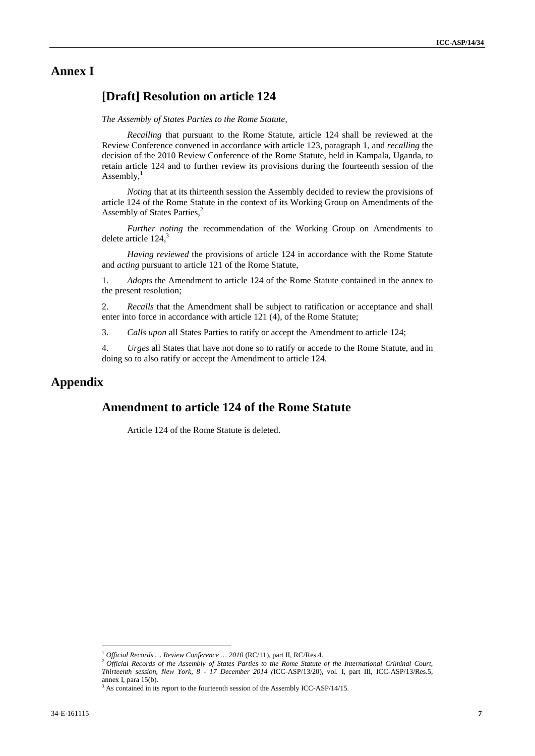# Annex I

## [Draft] Resolution on article 124

*The Assembly of States Parties to the Rome Statute,*

*Recalling* that pursuant to the Rome Statute, article 124 shall be reviewed at the Review Conference convened in accordance with article 123, paragraph 1, and *recalling* the decision of the 2010 Review Conference of the Rome Statute, held in Kampala, Uganda, to retain article 124 and to further review its provisions during the fourteenth session of the Assembly,[1]

*Noting* that at its thirteenth session the Assembly decided to review the provisions of article 124 of the Rome Statute in the context of its Working Group on Amendments of the Assembly of States Parties,[2]

*Further noting* the recommendation of the Working Group on Amendments to delete article 124,[3]

*Having reviewed* the provisions of article 124 in accordance with the Rome Statute and *acting* pursuant to article 121 of the Rome Statute,

1. *Adopts* the Amendment to article 124 of the Rome Statute contained in the annex to the present resolution;

2. *Recalls* that the Amendment shall be subject to ratification or acceptance and shall enter into force in accordance with article 121 (4), of the Rome Statute;

3. *Calls upon* all States Parties to ratify or accept the Amendment to article 124;

4. *Urges* all States that have not done so to ratify or accede to the Rome Statute, and in doing so to also ratify or accept the Amendment to article 124.

# Appendix

## Amendment to article 124 of the Rome Statute

Article 124 of the Rome Statute is deleted.

---

[1] *Official Records … Review Conference … 2010* (RC/11), part II, RC/Res.4.

[2] *Official Records of the Assembly of States Parties to the Rome Statute of the International Criminal Court, Thirteenth session, New York, 8 - 17 December 2014 (*ICC-ASP/13/20), vol. I, part III, ICC-ASP/13/Res.5, annex I, para 15(b).

[3] As contained in its report to the fourteenth session of the Assembly ICC-ASP/14/15.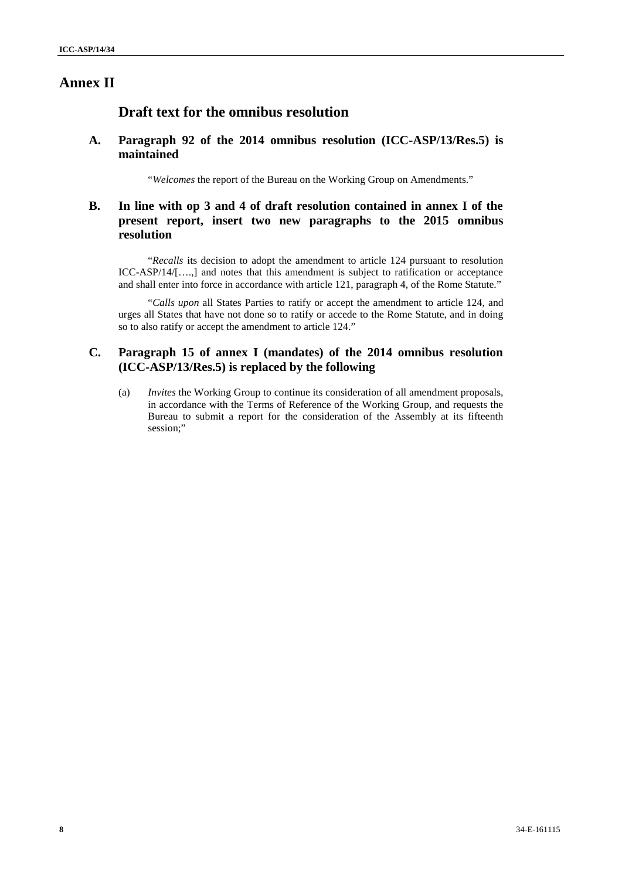# Annex II

## Draft text for the omnibus resolution

### A. Paragraph 92 of the 2014 omnibus resolution (ICC-ASP/13/Res.5) is maintained

"*Welcomes* the report of the Bureau on the Working Group on Amendments."

### B. In line with op 3 and 4 of draft resolution contained in annex I of the present report, insert two new paragraphs to the 2015 omnibus resolution

"*Recalls* its decision to adopt the amendment to article 124 pursuant to resolution ICC-ASP/14/[….,] and notes that this amendment is subject to ratification or acceptance and shall enter into force in accordance with article 121, paragraph 4, of the Rome Statute."

"*Calls upon* all States Parties to ratify or accept the amendment to article 124, and urges all States that have not done so to ratify or accede to the Rome Statute, and in doing so to also ratify or accept the amendment to article 124."

### C. Paragraph 15 of annex I (mandates) of the 2014 omnibus resolution (ICC-ASP/13/Res.5) is replaced by the following

(a) *Invites* the Working Group to continue its consideration of all amendment proposals, in accordance with the Terms of Reference of the Working Group, and requests the Bureau to submit a report for the consideration of the Assembly at its fifteenth session;"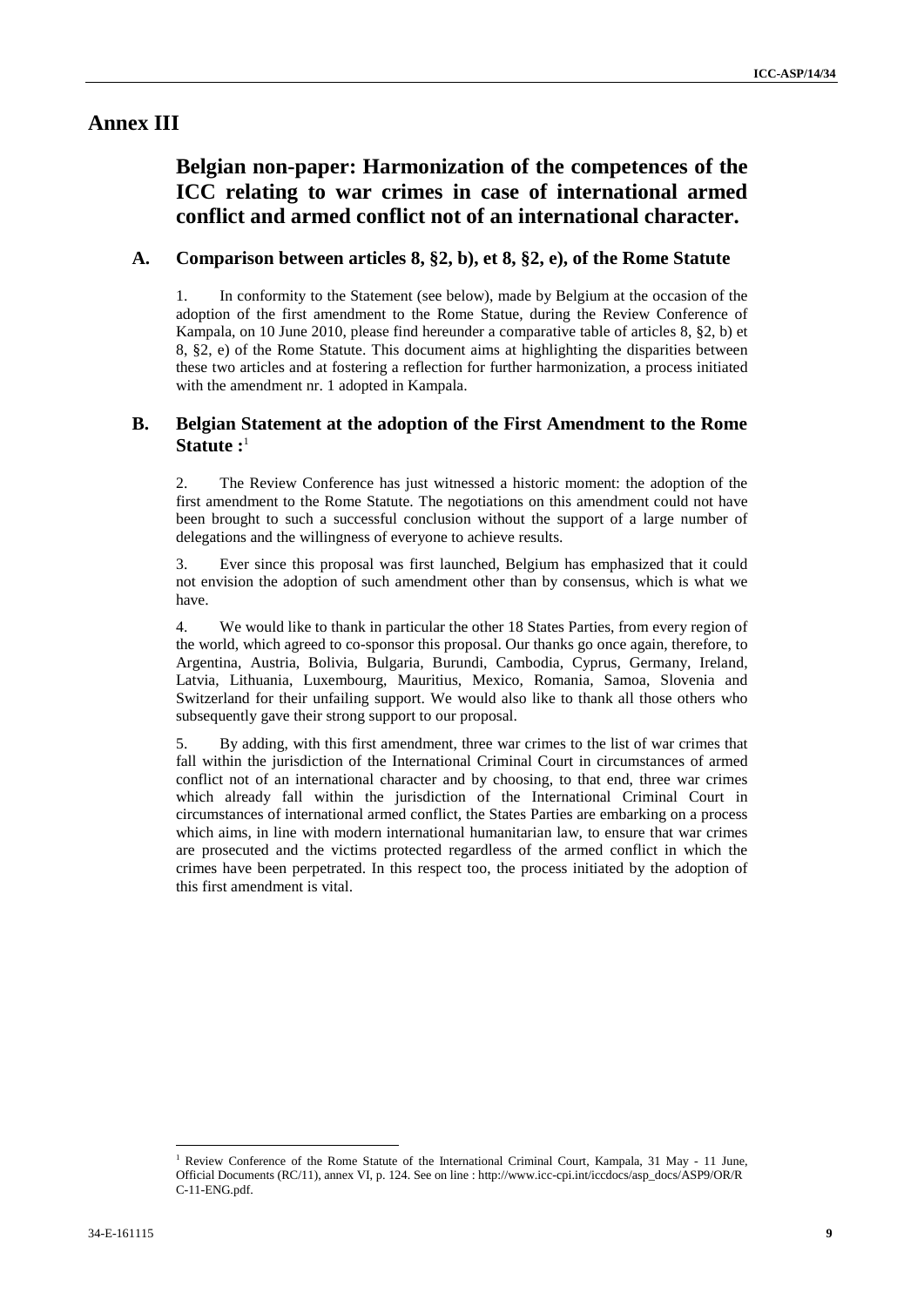# Annex III

## Belgian non-paper: Harmonization of the competences of the ICC relating to war crimes in case of international armed conflict and armed conflict not of an international character.

### A. Comparison between articles 8, §2, b), et 8, §2, e), of the Rome Statute

1. In conformity to the Statement (see below), made by Belgium at the occasion of the adoption of the first amendment to the Rome Statue, during the Review Conference of Kampala, on 10 June 2010, please find hereunder a comparative table of articles 8, §2, b) et 8, §2, e) of the Rome Statute. This document aims at highlighting the disparities between these two articles and at fostering a reflection for further harmonization, a process initiated with the amendment nr. 1 adopted in Kampala.

### B. Belgian Statement at the adoption of the First Amendment to the Rome Statute :[1]

2. The Review Conference has just witnessed a historic moment: the adoption of the first amendment to the Rome Statute. The negotiations on this amendment could not have been brought to such a successful conclusion without the support of a large number of delegations and the willingness of everyone to achieve results.

3. Ever since this proposal was first launched, Belgium has emphasized that it could not envision the adoption of such amendment other than by consensus, which is what we have.

4. We would like to thank in particular the other 18 States Parties, from every region of the world, which agreed to co-sponsor this proposal. Our thanks go once again, therefore, to Argentina, Austria, Bolivia, Bulgaria, Burundi, Cambodia, Cyprus, Germany, Ireland, Latvia, Lithuania, Luxembourg, Mauritius, Mexico, Romania, Samoa, Slovenia and Switzerland for their unfailing support. We would also like to thank all those others who subsequently gave their strong support to our proposal.

5. By adding, with this first amendment, three war crimes to the list of war crimes that fall within the jurisdiction of the International Criminal Court in circumstances of armed conflict not of an international character and by choosing, to that end, three war crimes which already fall within the jurisdiction of the International Criminal Court in circumstances of international armed conflict, the States Parties are embarking on a process which aims, in line with modern international humanitarian law, to ensure that war crimes are prosecuted and the victims protected regardless of the armed conflict in which the crimes have been perpetrated. In this respect too, the process initiated by the adoption of this first amendment is vital.

---

[1] Review Conference of the Rome Statute of the International Criminal Court, Kampala, 31 May - 11 June, Official Documents (RC/11), annex VI, p. 124. See on line : http://www.icc-cpi.int/iccdocs/asp_docs/ASP9/OR/RC-11-ENG.pdf.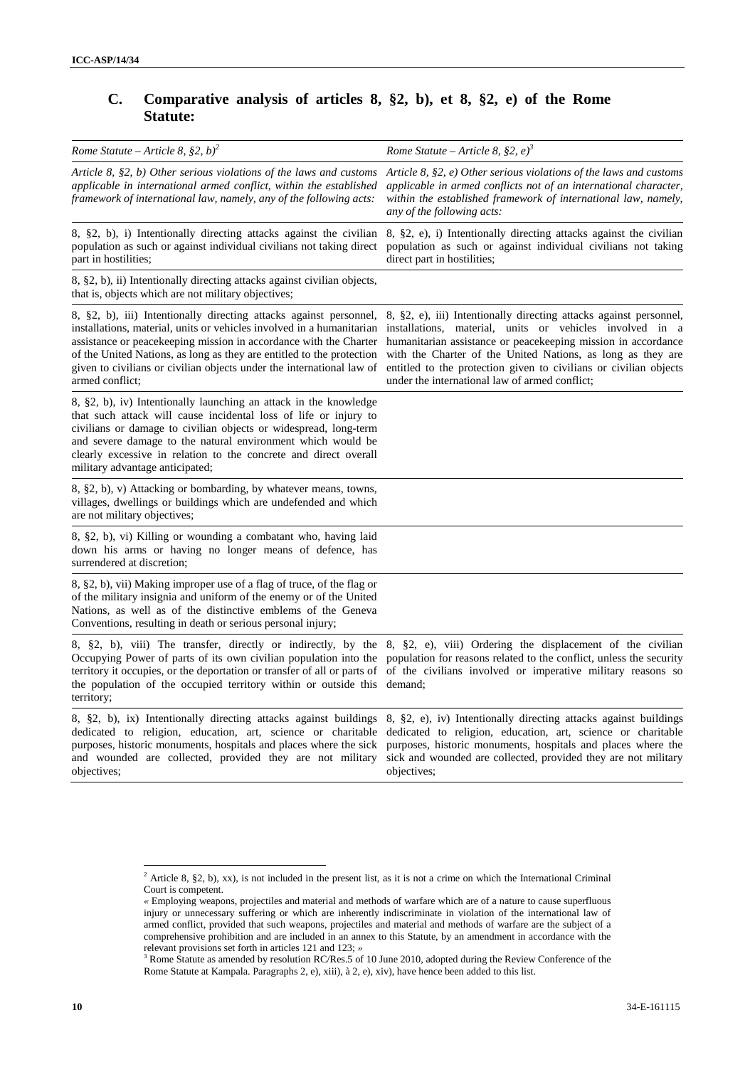## C. Comparative analysis of articles 8, §2, b), et 8, §2, e) of the Rome Statute:

| *Rome Statute – Article 8, §2, b)*[2] | *Rome Statute – Article 8, §2, e)*[3] |
|---|---|
| *Article 8, §2, b) Other serious violations of the laws and customs applicable in international armed conflict, within the established framework of international law, namely, any of the following acts:* | *Article 8, §2, e) Other serious violations of the laws and customs applicable in armed conflicts not of an international character, within the established framework of international law, namely, any of the following acts:* |
| 8, §2, b), i) Intentionally directing attacks against the civilian population as such or against individual civilians not taking direct part in hostilities; | 8, §2, e), i) Intentionally directing attacks against the civilian population as such or against individual civilians not taking direct part in hostilities; |
| 8, §2, b), ii) Intentionally directing attacks against civilian objects, that is, objects which are not military objectives; | |
| 8, §2, b), iii) Intentionally directing attacks against personnel, installations, material, units or vehicles involved in a humanitarian assistance or peacekeeping mission in accordance with the Charter of the United Nations, as long as they are entitled to the protection given to civilians or civilian objects under the international law of armed conflict; | 8, §2, e), iii) Intentionally directing attacks against personnel, installations, material, units or vehicles involved in a humanitarian assistance or peacekeeping mission in accordance with the Charter of the United Nations, as long as they are entitled to the protection given to civilians or civilian objects under the international law of armed conflict; |
| 8, §2, b), iv) Intentionally launching an attack in the knowledge that such attack will cause incidental loss of life or injury to civilians or damage to civilian objects or widespread, long-term and severe damage to the natural environment which would be clearly excessive in relation to the concrete and direct overall military advantage anticipated; | |
| 8, §2, b), v) Attacking or bombarding, by whatever means, towns, villages, dwellings or buildings which are undefended and which are not military objectives; | |
| 8, §2, b), vi) Killing or wounding a combatant who, having laid down his arms or having no longer means of defence, has surrendered at discretion; | |
| 8, §2, b), vii) Making improper use of a flag of truce, of the flag or of the military insignia and uniform of the enemy or of the United Nations, as well as of the distinctive emblems of the Geneva Conventions, resulting in death or serious personal injury; | |
| 8, §2, b), viii) The transfer, directly or indirectly, by the Occupying Power of parts of its own civilian population into the territory it occupies, or the deportation or transfer of all or parts of the population of the occupied territory within or outside this territory; | 8, §2, e), viii) Ordering the displacement of the civilian population for reasons related to the conflict, unless the security of the civilians involved or imperative military reasons so demand; |
| 8, §2, b), ix) Intentionally directing attacks against buildings dedicated to religion, education, art, science or charitable purposes, historic monuments, hospitals and places where the sick and wounded are collected, provided they are not military objectives; | 8, §2, e), iv) Intentionally directing attacks against buildings dedicated to religion, education, art, science or charitable purposes, historic monuments, hospitals and places where the sick and wounded are collected, provided they are not military objectives; |

[2] Article 8, §2, b), xx), is not included in the present list, as it is not a crime on which the International Criminal Court is competent.
« Employing weapons, projectiles and material and methods of warfare which are of a nature to cause superfluous injury or unnecessary suffering or which are inherently indiscriminate in violation of the international law of armed conflict, provided that such weapons, projectiles and material and methods of warfare are the subject of a comprehensive prohibition and are included in an annex to this Statute, by an amendment in accordance with the relevant provisions set forth in articles 121 and 123; »

[3] Rome Statute as amended by resolution RC/Res.5 of 10 June 2010, adopted during the Review Conference of the Rome Statute at Kampala. Paragraphs 2, e), xiii), à 2, e), xiv), have hence been added to this list.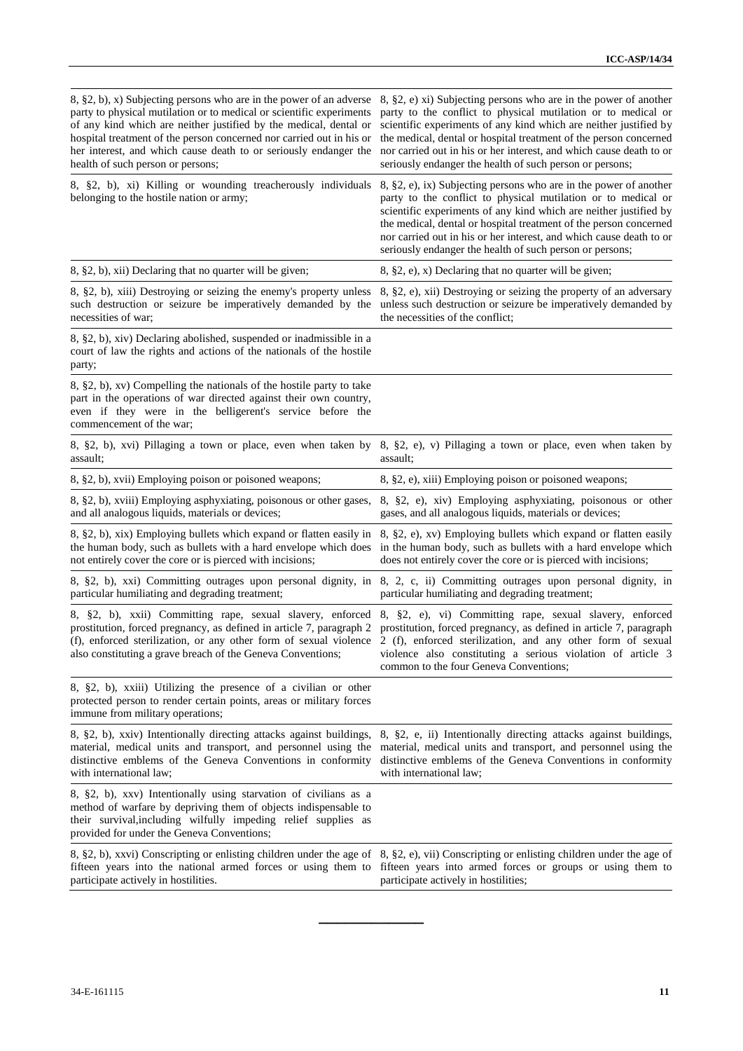| | |
|---|---|
| 8, §2, b), x) Subjecting persons who are in the power of an adverse party to physical mutilation or to medical or scientific experiments of any kind which are neither justified by the medical, dental or hospital treatment of the person concerned nor carried out in his or her interest, and which cause death to or seriously endanger the health of such person or persons; | 8, §2, e) xi) Subjecting persons who are in the power of another party to the conflict to physical mutilation or to medical or scientific experiments of any kind which are neither justified by the medical, dental or hospital treatment of the person concerned nor carried out in his or her interest, and which cause death to or seriously endanger the health of such person or persons; |
| 8, §2, b), xi) Killing or wounding treacherously individuals belonging to the hostile nation or army; | 8, §2, e), ix) Subjecting persons who are in the power of another party to the conflict to physical mutilation or to medical or scientific experiments of any kind which are neither justified by the medical, dental or hospital treatment of the person concerned nor carried out in his or her interest, and which cause death to or seriously endanger the health of such person or persons; |
| 8, §2, b), xii) Declaring that no quarter will be given; | 8, §2, e), x) Declaring that no quarter will be given; |
| 8, §2, b), xiii) Destroying or seizing the enemy's property unless such destruction or seizure be imperatively demanded by the necessities of war; | 8, §2, e), xii) Destroying or seizing the property of an adversary unless such destruction or seizure be imperatively demanded by the necessities of the conflict; |
| 8, §2, b), xiv) Declaring abolished, suspended or inadmissible in a court of law the rights and actions of the nationals of the hostile party; | |
| 8, §2, b), xv) Compelling the nationals of the hostile party to take part in the operations of war directed against their own country, even if they were in the belligerent's service before the commencement of the war; | |
| 8, §2, b), xvi) Pillaging a town or place, even when taken by assault; | 8, §2, e), v) Pillaging a town or place, even when taken by assault; |
| 8, §2, b), xvii) Employing poison or poisoned weapons; | 8, §2, e), xiii) Employing poison or poisoned weapons; |
| 8, §2, b), xviii) Employing asphyxiating, poisonous or other gases, and all analogous liquids, materials or devices; | 8, §2, e), xiv) Employing asphyxiating, poisonous or other gases, and all analogous liquids, materials or devices; |
| 8, §2, b), xix) Employing bullets which expand or flatten easily in the human body, such as bullets with a hard envelope which does not entirely cover the core or is pierced with incisions; | 8, §2, e), xv) Employing bullets which expand or flatten easily in the human body, such as bullets with a hard envelope which does not entirely cover the core or is pierced with incisions; |
| 8, §2, b), xxi) Committing outrages upon personal dignity, in particular humiliating and degrading treatment; | 8, 2, c, ii) Committing outrages upon personal dignity, in particular humiliating and degrading treatment; |
| 8, §2, b), xxii) Committing rape, sexual slavery, enforced prostitution, forced pregnancy, as defined in article 7, paragraph 2 (f), enforced sterilization, or any other form of sexual violence also constituting a grave breach of the Geneva Conventions; | 8, §2, e), vi) Committing rape, sexual slavery, enforced prostitution, forced pregnancy, as defined in article 7, paragraph 2 (f), enforced sterilization, and any other form of sexual violence also constituting a serious violation of article 3 common to the four Geneva Conventions; |
| 8, §2, b), xxiii) Utilizing the presence of a civilian or other protected person to render certain points, areas or military forces immune from military operations; | |
| 8, §2, b), xxiv) Intentionally directing attacks against buildings, material, medical units and transport, and personnel using the distinctive emblems of the Geneva Conventions in conformity with international law; | 8, §2, e, ii) Intentionally directing attacks against buildings, material, medical units and transport, and personnel using the distinctive emblems of the Geneva Conventions in conformity with international law; |
| 8, §2, b), xxv) Intentionally using starvation of civilians as a method of warfare by depriving them of objects indispensable to their survival,including wilfully impeding relief supplies as provided for under the Geneva Conventions; | |
| 8, §2, b), xxvi) Conscripting or enlisting children under the age of fifteen years into the national armed forces or using them to participate actively in hostilities. | 8, §2, e), vii) Conscripting or enlisting children under the age of fifteen years into armed forces or groups or using them to participate actively in hostilities; |